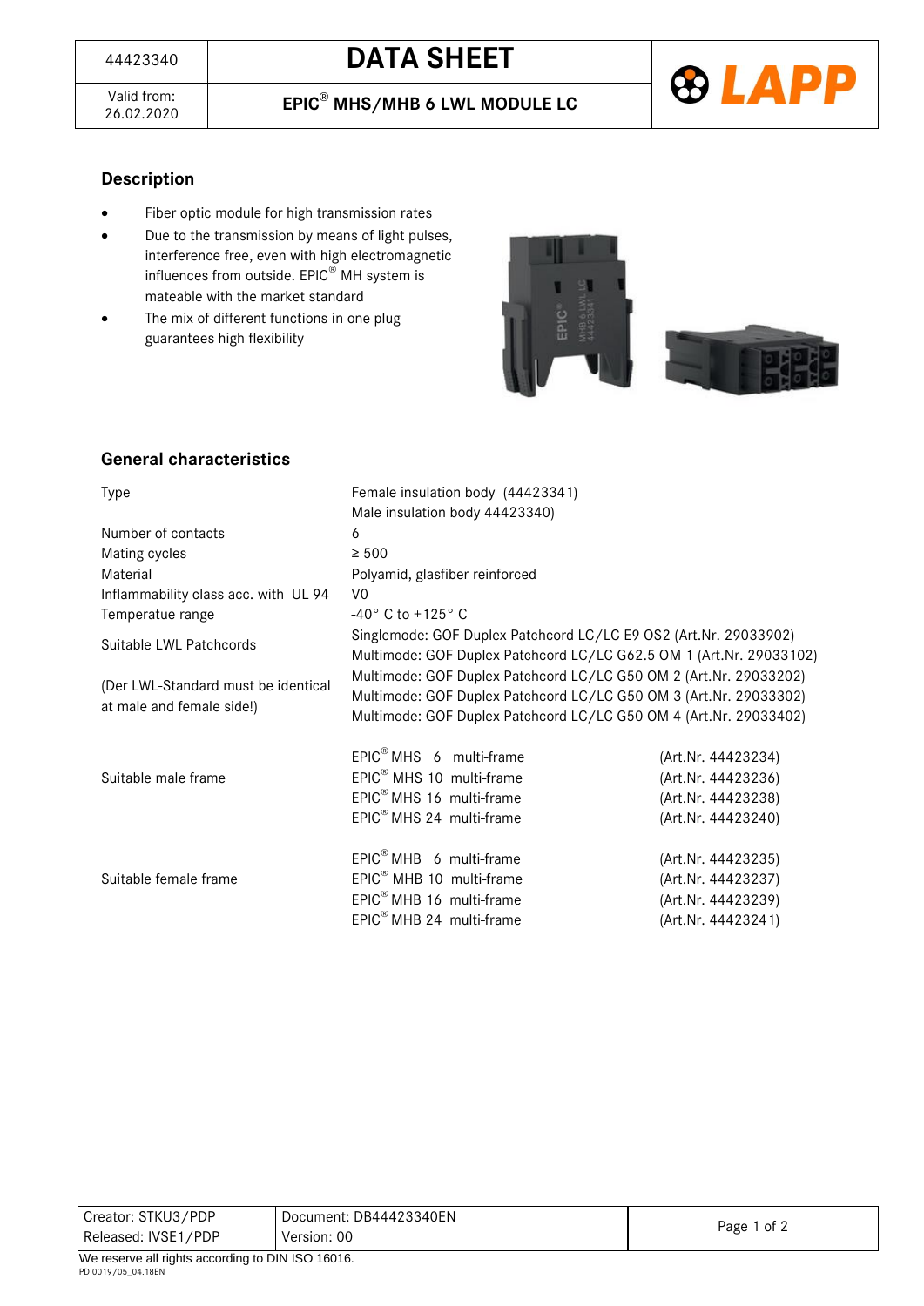| 44423340 | DATA SHEET |
| --- | --- |
| Valid from: 26.02.2020 | EPIC® MHS/MHB 6 LWL MODULE LC |

## Description

- Fiber optic module for high transmission rates
- Due to the transmission by means of light pulses, interference free, even with high electromagnetic influences from outside. EPIC® MH system is mateable with the market standard
- The mix of different functions in one plug guarantees high flexibility

## General characteristics

| | | |
| --- | --- | --- |
| Type | Female insulation body (44423341)<br>Male insulation body 44423340) | |
| Number of contacts | 6 | |
| Mating cycles | ≥ 500 | |
| Material | Polyamid, glasfiber reinforced | |
| Inflammability class acc. with UL 94 | V0 | |
| Temperatue range | -40° C to +125° C | |
| Suitable LWL Patchcords<br><br>(Der LWL-Standard must be identical at male and female side!) | Singlemode: GOF Duplex Patchcord LC/LC E9 OS2 (Art.Nr. 29033902)<br>Multimode: GOF Duplex Patchcord LC/LC G62.5 OM 1 (Art.Nr. 29033102)<br>Multimode: GOF Duplex Patchcord LC/LC G50 OM 2 (Art.Nr. 29033202)<br>Multimode: GOF Duplex Patchcord LC/LC G50 OM 3 (Art.Nr. 29033302)<br>Multimode: GOF Duplex Patchcord LC/LC G50 OM 4 (Art.Nr. 29033402) | |
| Suitable male frame | EPIC® MHS 6 multi-frame | (Art.Nr. 44423234) |
| | EPIC® MHS 10 multi-frame | (Art.Nr. 44423236) |
| | EPIC® MHS 16 multi-frame | (Art.Nr. 44423238) |
| | EPIC® MHS 24 multi-frame | (Art.Nr. 44423240) |
| Suitable female frame | EPIC® MHB 6 multi-frame | (Art.Nr. 44423235) |
| | EPIC® MHB 10 multi-frame | (Art.Nr. 44423237) |
| | EPIC® MHB 16 multi-frame | (Art.Nr. 44423239) |
| | EPIC® MHB 24 multi-frame | (Art.Nr. 44423241) |

| | |
| --- | --- |
| Creator: STKU3/PDP | Document: DB44423340EN |
| Released: IVSE1/PDP | Version: 00 |

We reserve all rights according to DIN ISO 16016.

PD 0019/05_04.18EN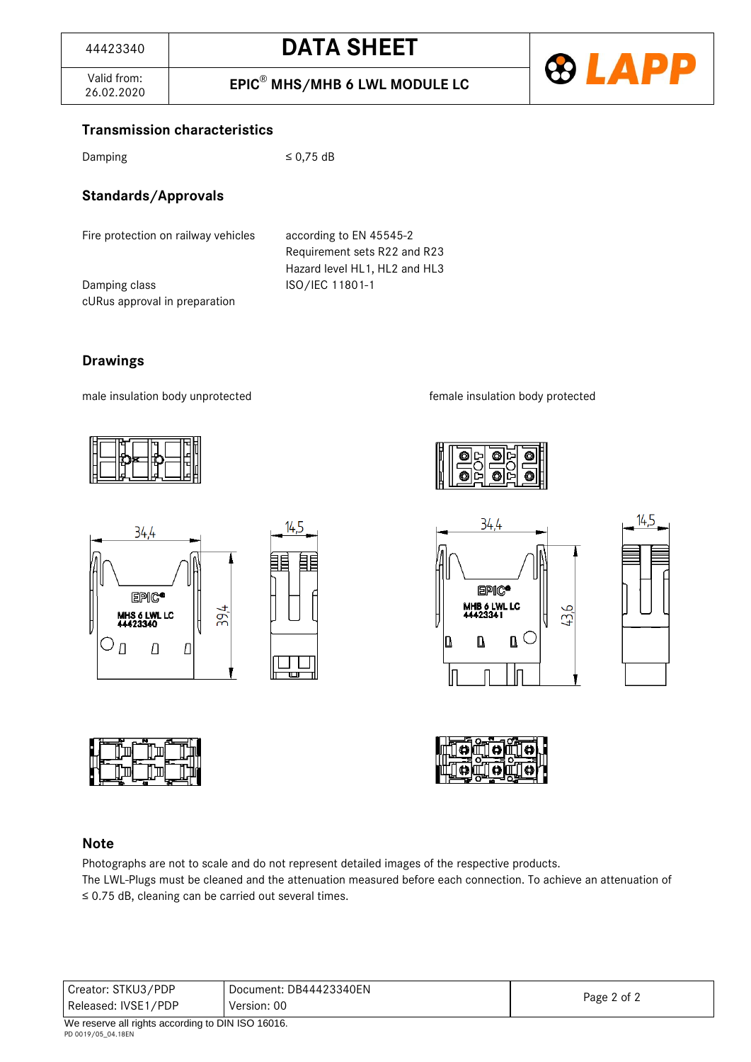## Transmission characteristics

| | |
|---|---|
| Damping | ≤ 0,75 dB |

## Standards/Approvals

| | |
|---|---|
| Fire protection on railway vehicles | according to EN 45545-2<br>Requirement sets R22 and R23<br>Hazard level HL1, HL2 and HL3 |
| Damping class | ISO/IEC 11801-1 |
| cURus approval in preparation | |

## Drawings

male insulation body unprotected

34,4

14,5

39,4

EPIC®
MHS 6 LWL LC
44423340

female insulation body protected

34,4

14,5

43,6

EPIC®
MHB 6 LWL LC
44423341

## Note

Photographs are not to scale and do not represent detailed images of the respective products.
The LWL-Plugs must be cleaned and the attenuation measured before each connection. To achieve an attenuation of ≤ 0.75 dB, cleaning can be carried out several times.